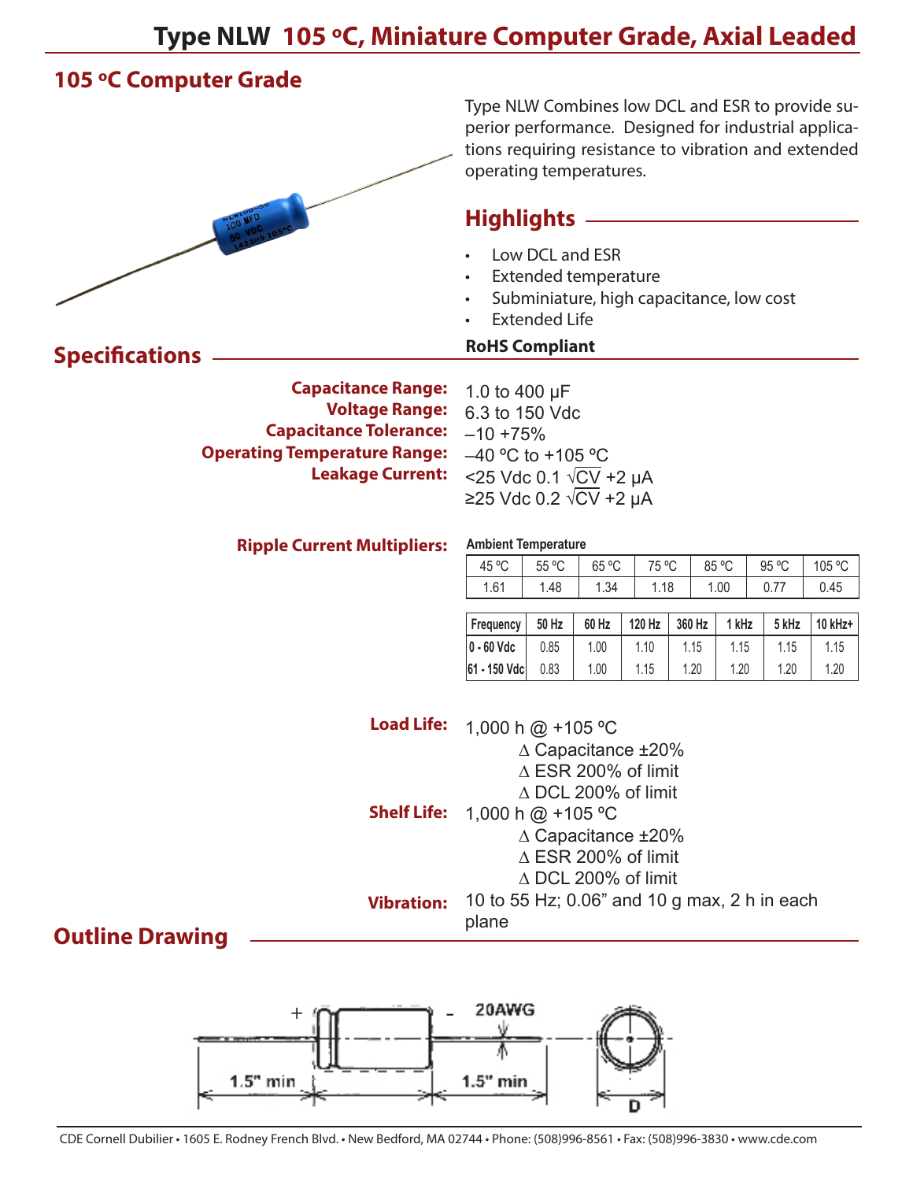# Type NLW 105 ºC, Miniature Computer Grade, Axial Leaded

## 105 ºC Computer Grade

Type NLW Combines low DCL and ESR to provide superior performance. Designed for industrial applications requiring resistance to vibration and extended operating temperatures.

## Highlights

- Low DCL and ESR
- Extended temperature
- Subminiature, high capacitance, low cost
- Extended Life

**RoHS Compliant**

## Specifications

**Capacitance Range:** 1.0 to 400 µF

**Voltage Range:** 6.3 to 150 Vdc

**Capacitance Tolerance:** –10 +75%

**Operating Temperature Range:** –40 ºC to +105 ºC

**Leakage Current:** <25 Vdc 0.1 $\sqrt{CV}$ +2 µA
≥25 Vdc 0.2 $\sqrt{CV}$ +2 µA

**Ripple Current Multipliers:**

Ambient Temperature

| 45 ºC | 55 ºC | 65 ºC | 75 ºC | 85 ºC | 95 ºC | 105 ºC |
|---|---|---|---|---|---|---|
| 1.61 | 1.48 | 1.34 | 1.18 | 1.00 | 0.77 | 0.45 |

| Frequency | 50 Hz | 60 Hz | 120 Hz | 360 Hz | 1 kHz | 5 kHz | 10 kHz+ |
|---|---|---|---|---|---|---|---|
| 0 - 60 Vdc | 0.85 | 1.00 | 1.10 | 1.15 | 1.15 | 1.15 | 1.15 |
| 61 - 150 Vdc | 0.83 | 1.00 | 1.15 | 1.20 | 1.20 | 1.20 | 1.20 |

**Load Life:** 1,000 h @ +105 ºC
∆ Capacitance ±20%
∆ ESR 200% of limit
∆ DCL 200% of limit

**Shelf Life:** 1,000 h @ +105 ºC
∆ Capacitance ±20%
∆ ESR 200% of limit
∆ DCL 200% of limit

**Vibration:** 10 to 55 Hz; 0.06" and 10 g max, 2 h in each plane

## Outline Drawing

+ - 20AWG

1.5" min   1.5" min   D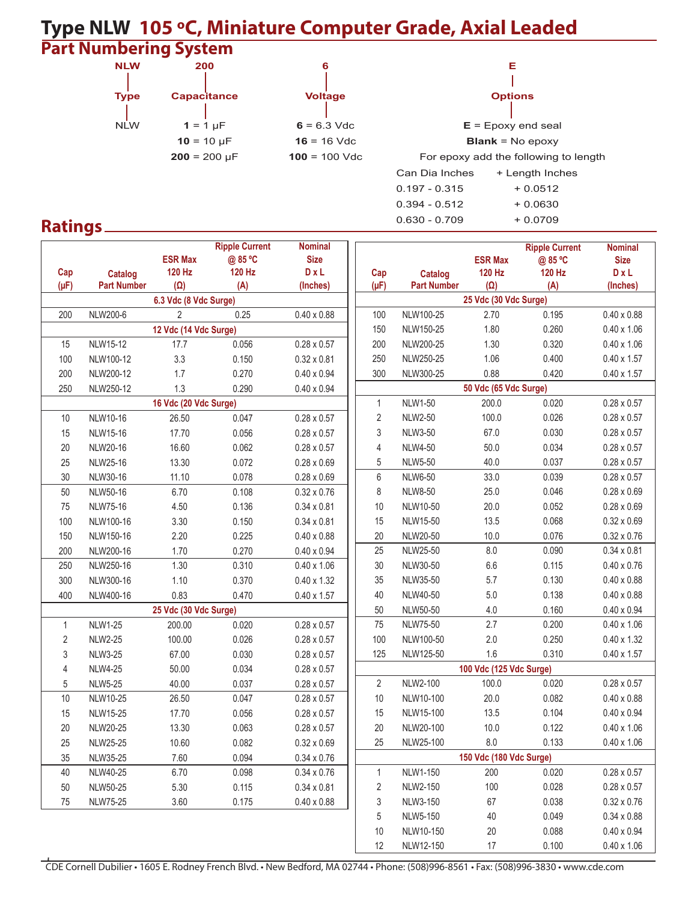# Type NLW 105 ºC, Miniature Computer Grade, Axial Leaded

## Part Numbering System

| NLW | 200 | 6 | E |
|---|---|---|---|
| Type | Capacitance | Voltage | Options |
| NLW | **1** = 1 µF | **6** = 6.3 Vdc | **E** = Epoxy end seal |
| | **10** = 10 µF | **16** = 16 Vdc | **Blank** = No epoxy |
| | **200** = 200 µF | **100** = 100 Vdc | For epoxy add the following to length |

| Can Dia Inches | + Length Inches |
|---|---|
| 0.197 - 0.315 | + 0.0512 |
| 0.394 - 0.512 | + 0.0630 |
| 0.630 - 0.709 | + 0.0709 |

## Ratings

| Cap (µF) | Catalog Part Number | ESR Max 120 Hz (Ω) | Ripple Current @ 85 ºC 120 Hz (A) | Nominal Size D x L (Inches) |
|---|---|---|---|---|
| **6.3 Vdc (8 Vdc Surge)** | | | | |
| 200 | NLW200-6 | 2 | 0.25 | 0.40 x 0.88 |
| **12 Vdc (14 Vdc Surge)** | | | | |
| 15 | NLW15-12 | 17.7 | 0.056 | 0.28 x 0.57 |
| 100 | NLW100-12 | 3.3 | 0.150 | 0.32 x 0.81 |
| 200 | NLW200-12 | 1.7 | 0.270 | 0.40 x 0.94 |
| 250 | NLW250-12 | 1.3 | 0.290 | 0.40 x 0.94 |
| **16 Vdc (20 Vdc Surge)** | | | | |
| 10 | NLW10-16 | 26.50 | 0.047 | 0.28 x 0.57 |
| 15 | NLW15-16 | 17.70 | 0.056 | 0.28 x 0.57 |
| 20 | NLW20-16 | 16.60 | 0.062 | 0.28 x 0.57 |
| 25 | NLW25-16 | 13.30 | 0.072 | 0.28 x 0.69 |
| 30 | NLW30-16 | 11.10 | 0.078 | 0.28 x 0.69 |
| 50 | NLW50-16 | 6.70 | 0.108 | 0.32 x 0.76 |
| 75 | NLW75-16 | 4.50 | 0.136 | 0.34 x 0.81 |
| 100 | NLW100-16 | 3.30 | 0.150 | 0.34 x 0.81 |
| 150 | NLW150-16 | 2.20 | 0.225 | 0.40 x 0.88 |
| 200 | NLW200-16 | 1.70 | 0.270 | 0.40 x 0.94 |
| 250 | NLW250-16 | 1.30 | 0.310 | 0.40 x 1.06 |
| 300 | NLW300-16 | 1.10 | 0.370 | 0.40 x 1.32 |
| 400 | NLW400-16 | 0.83 | 0.470 | 0.40 x 1.57 |
| **25 Vdc (30 Vdc Surge)** | | | | |
| 1 | NLW1-25 | 200.00 | 0.020 | 0.28 x 0.57 |
| 2 | NLW2-25 | 100.00 | 0.026 | 0.28 x 0.57 |
| 3 | NLW3-25 | 67.00 | 0.030 | 0.28 x 0.57 |
| 4 | NLW4-25 | 50.00 | 0.034 | 0.28 x 0.57 |
| 5 | NLW5-25 | 40.00 | 0.037 | 0.28 x 0.57 |
| 10 | NLW10-25 | 26.50 | 0.047 | 0.28 x 0.57 |
| 15 | NLW15-25 | 17.70 | 0.056 | 0.28 x 0.57 |
| 20 | NLW20-25 | 13.30 | 0.063 | 0.28 x 0.57 |
| 25 | NLW25-25 | 10.60 | 0.082 | 0.32 x 0.69 |
| 35 | NLW35-25 | 7.60 | 0.094 | 0.34 x 0.76 |
| 40 | NLW40-25 | 6.70 | 0.098 | 0.34 x 0.76 |
| 50 | NLW50-25 | 5.30 | 0.115 | 0.34 x 0.81 |
| 75 | NLW75-25 | 3.60 | 0.175 | 0.40 x 0.88 |
| **25 Vdc (30 Vdc Surge)** | | | | |
| 100 | NLW100-25 | 2.70 | 0.195 | 0.40 x 0.88 |
| 150 | NLW150-25 | 1.80 | 0.260 | 0.40 x 1.06 |
| 200 | NLW200-25 | 1.30 | 0.320 | 0.40 x 1.06 |
| 250 | NLW250-25 | 1.06 | 0.400 | 0.40 x 1.57 |
| 300 | NLW300-25 | 0.88 | 0.420 | 0.40 x 1.57 |
| **50 Vdc (65 Vdc Surge)** | | | | |
| 1 | NLW1-50 | 200.0 | 0.020 | 0.28 x 0.57 |
| 2 | NLW2-50 | 100.0 | 0.026 | 0.28 x 0.57 |
| 3 | NLW3-50 | 67.0 | 0.030 | 0.28 x 0.57 |
| 4 | NLW4-50 | 50.0 | 0.034 | 0.28 x 0.57 |
| 5 | NLW5-50 | 40.0 | 0.037 | 0.28 x 0.57 |
| 6 | NLW6-50 | 33.0 | 0.039 | 0.28 x 0.57 |
| 8 | NLW8-50 | 25.0 | 0.046 | 0.28 x 0.69 |
| 10 | NLW10-50 | 20.0 | 0.052 | 0.28 x 0.69 |
| 15 | NLW15-50 | 13.5 | 0.068 | 0.32 x 0.69 |
| 20 | NLW20-50 | 10.0 | 0.076 | 0.32 x 0.76 |
| 25 | NLW25-50 | 8.0 | 0.090 | 0.34 x 0.81 |
| 30 | NLW30-50 | 6.6 | 0.115 | 0.40 x 0.76 |
| 35 | NLW35-50 | 5.7 | 0.130 | 0.40 x 0.88 |
| 40 | NLW40-50 | 5.0 | 0.138 | 0.40 x 0.88 |
| 50 | NLW50-50 | 4.0 | 0.160 | 0.40 x 0.94 |
| 75 | NLW75-50 | 2.7 | 0.200 | 0.40 x 1.06 |
| 100 | NLW100-50 | 2.0 | 0.250 | 0.40 x 1.32 |
| 125 | NLW125-50 | 1.6 | 0.310 | 0.40 x 1.57 |
| **100 Vdc (125 Vdc Surge)** | | | | |
| 2 | NLW2-100 | 100.0 | 0.020 | 0.28 x 0.57 |
| 10 | NLW10-100 | 20.0 | 0.082 | 0.40 x 0.88 |
| 15 | NLW15-100 | 13.5 | 0.104 | 0.40 x 0.94 |
| 20 | NLW20-100 | 10.0 | 0.122 | 0.40 x 1.06 |
| 25 | NLW25-100 | 8.0 | 0.133 | 0.40 x 1.06 |
| **150 Vdc (180 Vdc Surge)** | | | | |
| 1 | NLW1-150 | 200 | 0.020 | 0.28 x 0.57 |
| 2 | NLW2-150 | 100 | 0.028 | 0.28 x 0.57 |
| 3 | NLW3-150 | 67 | 0.038 | 0.32 x 0.76 |
| 5 | NLW5-150 | 40 | 0.049 | 0.34 x 0.88 |
| 10 | NLW10-150 | 20 | 0.088 | 0.40 x 0.94 |
| 12 | NLW12-150 | 17 | 0.100 | 0.40 x 1.06 |

CDE Cornell Dubilier • 1605 E. Rodney French Blvd. • New Bedford, MA 02744 • Phone: (508)996-8561 • Fax: (508)996-3830 • www.cde.com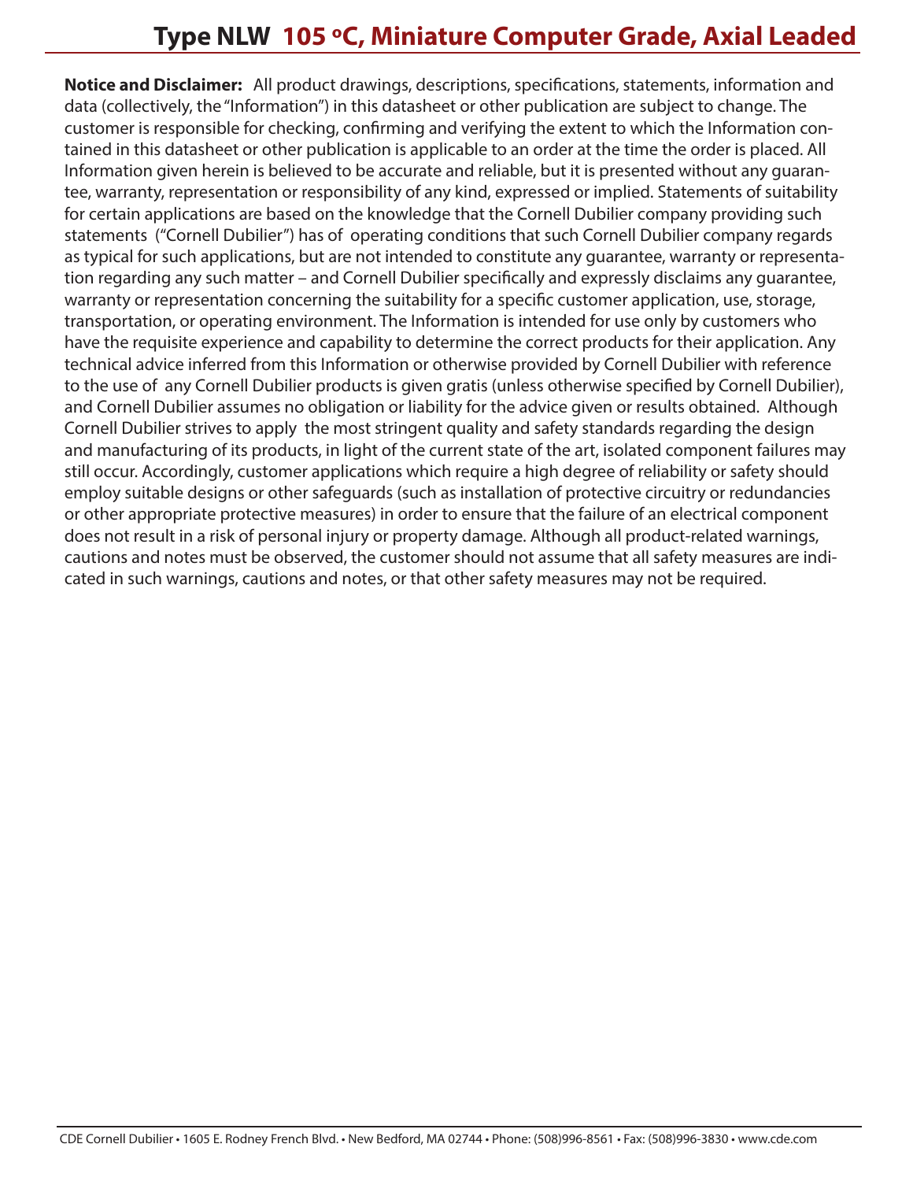**Notice and Disclaimer:** All product drawings, descriptions, specifications, statements, information and data (collectively, the "Information") in this datasheet or other publication are subject to change. The customer is responsible for checking, confirming and verifying the extent to which the Information contained in this datasheet or other publication is applicable to an order at the time the order is placed. All Information given herein is believed to be accurate and reliable, but it is presented without any guarantee, warranty, representation or responsibility of any kind, expressed or implied. Statements of suitability for certain applications are based on the knowledge that the Cornell Dubilier company providing such statements ("Cornell Dubilier") has of operating conditions that such Cornell Dubilier company regards as typical for such applications, but are not intended to constitute any guarantee, warranty or representation regarding any such matter – and Cornell Dubilier specifically and expressly disclaims any guarantee, warranty or representation concerning the suitability for a specific customer application, use, storage, transportation, or operating environment. The Information is intended for use only by customers who have the requisite experience and capability to determine the correct products for their application. Any technical advice inferred from this Information or otherwise provided by Cornell Dubilier with reference to the use of any Cornell Dubilier products is given gratis (unless otherwise specified by Cornell Dubilier), and Cornell Dubilier assumes no obligation or liability for the advice given or results obtained. Although Cornell Dubilier strives to apply the most stringent quality and safety standards regarding the design and manufacturing of its products, in light of the current state of the art, isolated component failures may still occur. Accordingly, customer applications which require a high degree of reliability or safety should employ suitable designs or other safeguards (such as installation of protective circuitry or redundancies or other appropriate protective measures) in order to ensure that the failure of an electrical component does not result in a risk of personal injury or property damage. Although all product-related warnings, cautions and notes must be observed, the customer should not assume that all safety measures are indicated in such warnings, cautions and notes, or that other safety measures may not be required.